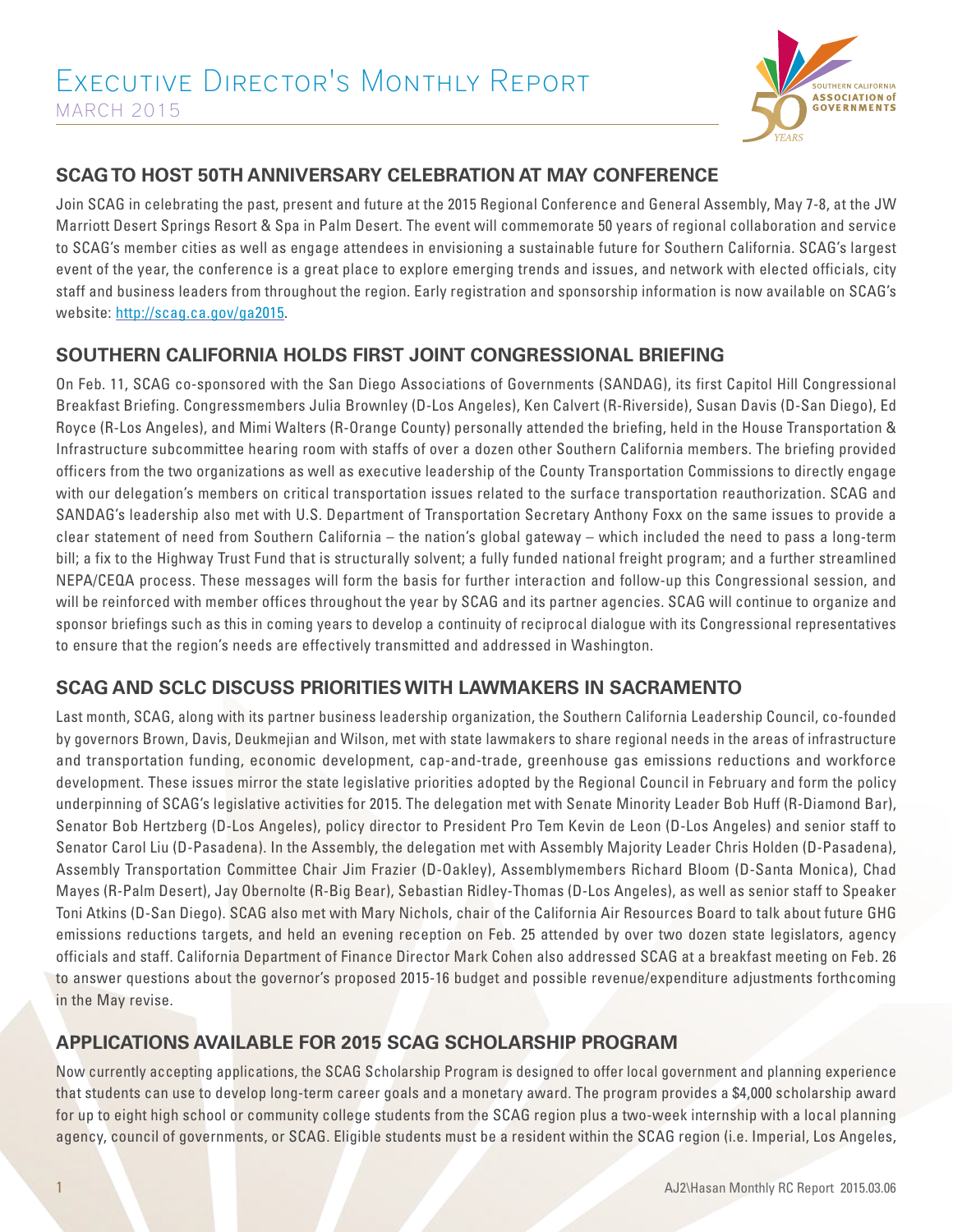# Executive Director's Monthly Report

MARCH 2015

## SCAG TO HOST 50TH ANNIVERSARY CELEBRATION AT MAY CONFERENCE

Join SCAG in celebrating the past, present and future at the 2015 Regional Conference and General Assembly, May 7-8, at the JW Marriott Desert Springs Resort & Spa in Palm Desert. The event will commemorate 50 years of regional collaboration and service to SCAG's member cities as well as engage attendees in envisioning a sustainable future for Southern California. SCAG's largest event of the year, the conference is a great place to explore emerging trends and issues, and network with elected officials, city staff and business leaders from throughout the region. Early registration and sponsorship information is now available on SCAG's website: [http://scag.ca.gov/ga2015](http://scag.ca.gov/ga2015).

## SOUTHERN CALIFORNIA HOLDS FIRST JOINT CONGRESSIONAL BRIEFING

On Feb. 11, SCAG co-sponsored with the San Diego Associations of Governments (SANDAG), its first Capitol Hill Congressional Breakfast Briefing. Congressmembers Julia Brownley (D-Los Angeles), Ken Calvert (R-Riverside), Susan Davis (D-San Diego), Ed Royce (R-Los Angeles), and Mimi Walters (R-Orange County) personally attended the briefing, held in the House Transportation & Infrastructure subcommittee hearing room with staffs of over a dozen other Southern California members. The briefing provided officers from the two organizations as well as executive leadership of the County Transportation Commissions to directly engage with our delegation's members on critical transportation issues related to the surface transportation reauthorization. SCAG and SANDAG's leadership also met with U.S. Department of Transportation Secretary Anthony Foxx on the same issues to provide a clear statement of need from Southern California – the nation's global gateway – which included the need to pass a long-term bill; a fix to the Highway Trust Fund that is structurally solvent; a fully funded national freight program; and a further streamlined NEPA/CEQA process. These messages will form the basis for further interaction and follow-up this Congressional session, and will be reinforced with member offices throughout the year by SCAG and its partner agencies. SCAG will continue to organize and sponsor briefings such as this in coming years to develop a continuity of reciprocal dialogue with its Congressional representatives to ensure that the region's needs are effectively transmitted and addressed in Washington.

## SCAG AND SCLC DISCUSS PRIORITIES WITH LAWMAKERS IN SACRAMENTO

Last month, SCAG, along with its partner business leadership organization, the Southern California Leadership Council, co-founded by governors Brown, Davis, Deukmejian and Wilson, met with state lawmakers to share regional needs in the areas of infrastructure and transportation funding, economic development, cap-and-trade, greenhouse gas emissions reductions and workforce development. These issues mirror the state legislative priorities adopted by the Regional Council in February and form the policy underpinning of SCAG's legislative activities for 2015. The delegation met with Senate Minority Leader Bob Huff (R-Diamond Bar), Senator Bob Hertzberg (D-Los Angeles), policy director to President Pro Tem Kevin de Leon (D-Los Angeles) and senior staff to Senator Carol Liu (D-Pasadena). In the Assembly, the delegation met with Assembly Majority Leader Chris Holden (D-Pasadena), Assembly Transportation Committee Chair Jim Frazier (D-Oakley), Assemblymembers Richard Bloom (D-Santa Monica), Chad Mayes (R-Palm Desert), Jay Obernolte (R-Big Bear), Sebastian Ridley-Thomas (D-Los Angeles), as well as senior staff to Speaker Toni Atkins (D-San Diego). SCAG also met with Mary Nichols, chair of the California Air Resources Board to talk about future GHG emissions reductions targets, and held an evening reception on Feb. 25 attended by over two dozen state legislators, agency officials and staff. California Department of Finance Director Mark Cohen also addressed SCAG at a breakfast meeting on Feb. 26 to answer questions about the governor's proposed 2015-16 budget and possible revenue/expenditure adjustments forthcoming in the May revise.

## APPLICATIONS AVAILABLE FOR 2015 SCAG SCHOLARSHIP PROGRAM

Now currently accepting applications, the SCAG Scholarship Program is designed to offer local government and planning experience that students can use to develop long-term career goals and a monetary award. The program provides a $4,000 scholarship award for up to eight high school or community college students from the SCAG region plus a two-week internship with a local planning agency, council of governments, or SCAG. Eligible students must be a resident within the SCAG region (i.e. Imperial, Los Angeles,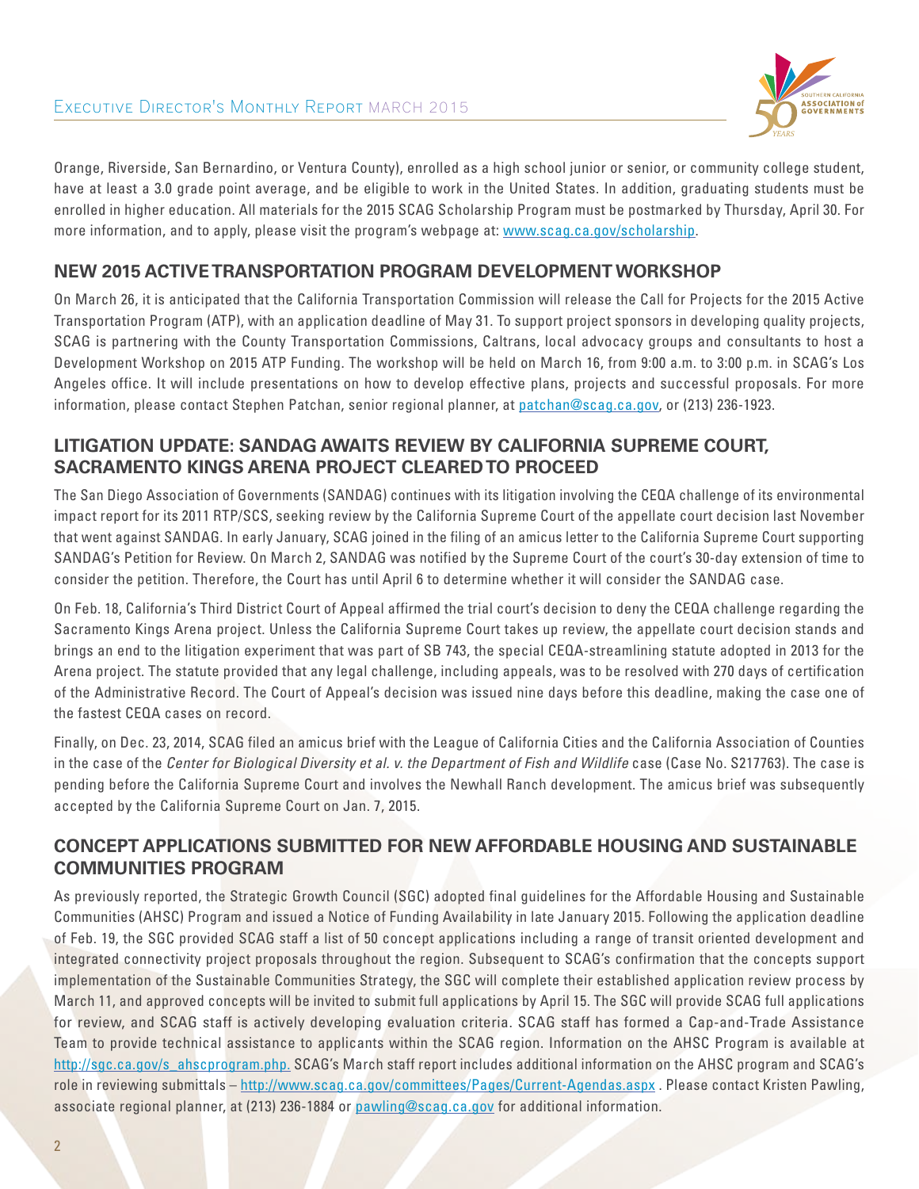Orange, Riverside, San Bernardino, or Ventura County), enrolled as a high school junior or senior, or community college student, have at least a 3.0 grade point average, and be eligible to work in the United States. In addition, graduating students must be enrolled in higher education. All materials for the 2015 SCAG Scholarship Program must be postmarked by Thursday, April 30. For more information, and to apply, please visit the program's webpage at: www.scag.ca.gov/scholarship.

## NEW 2015 ACTIVE TRANSPORTATION PROGRAM DEVELOPMENT WORKSHOP

On March 26, it is anticipated that the California Transportation Commission will release the Call for Projects for the 2015 Active Transportation Program (ATP), with an application deadline of May 31. To support project sponsors in developing quality projects, SCAG is partnering with the County Transportation Commissions, Caltrans, local advocacy groups and consultants to host a Development Workshop on 2015 ATP Funding. The workshop will be held on March 16, from 9:00 a.m. to 3:00 p.m. in SCAG's Los Angeles office. It will include presentations on how to develop effective plans, projects and successful proposals. For more information, please contact Stephen Patchan, senior regional planner, at patchan@scag.ca.gov, or (213) 236-1923.

## LITIGATION UPDATE: SANDAG AWAITS REVIEW BY CALIFORNIA SUPREME COURT, SACRAMENTO KINGS ARENA PROJECT CLEARED TO PROCEED

The San Diego Association of Governments (SANDAG) continues with its litigation involving the CEQA challenge of its environmental impact report for its 2011 RTP/SCS, seeking review by the California Supreme Court of the appellate court decision last November that went against SANDAG. In early January, SCAG joined in the filing of an amicus letter to the California Supreme Court supporting SANDAG's Petition for Review. On March 2, SANDAG was notified by the Supreme Court of the court's 30-day extension of time to consider the petition. Therefore, the Court has until April 6 to determine whether it will consider the SANDAG case.

On Feb. 18, California's Third District Court of Appeal affirmed the trial court's decision to deny the CEQA challenge regarding the Sacramento Kings Arena project. Unless the California Supreme Court takes up review, the appellate court decision stands and brings an end to the litigation experiment that was part of SB 743, the special CEQA-streamlining statute adopted in 2013 for the Arena project. The statute provided that any legal challenge, including appeals, was to be resolved with 270 days of certification of the Administrative Record. The Court of Appeal's decision was issued nine days before this deadline, making the case one of the fastest CEQA cases on record.

Finally, on Dec. 23, 2014, SCAG filed an amicus brief with the League of California Cities and the California Association of Counties in the case of the *Center for Biological Diversity et al. v. the Department of Fish and Wildlife* case (Case No. S217763). The case is pending before the California Supreme Court and involves the Newhall Ranch development. The amicus brief was subsequently accepted by the California Supreme Court on Jan. 7, 2015.

## CONCEPT APPLICATIONS SUBMITTED FOR NEW AFFORDABLE HOUSING AND SUSTAINABLE COMMUNITIES PROGRAM

As previously reported, the Strategic Growth Council (SGC) adopted final guidelines for the Affordable Housing and Sustainable Communities (AHSC) Program and issued a Notice of Funding Availability in late January 2015. Following the application deadline of Feb. 19, the SGC provided SCAG staff a list of 50 concept applications including a range of transit oriented development and integrated connectivity project proposals throughout the region. Subsequent to SCAG's confirmation that the concepts support implementation of the Sustainable Communities Strategy, the SGC will complete their established application review process by March 11, and approved concepts will be invited to submit full applications by April 15. The SGC will provide SCAG full applications for review, and SCAG staff is actively developing evaluation criteria. SCAG staff has formed a Cap-and-Trade Assistance Team to provide technical assistance to applicants within the SCAG region. Information on the AHSC Program is available at http://sgc.ca.gov/s_ahscprogram.php. SCAG's March staff report includes additional information on the AHSC program and SCAG's role in reviewing submittals – http://www.scag.ca.gov/committees/Pages/Current-Agendas.aspx . Please contact Kristen Pawling, associate regional planner, at (213) 236-1884 or pawling@scag.ca.gov for additional information.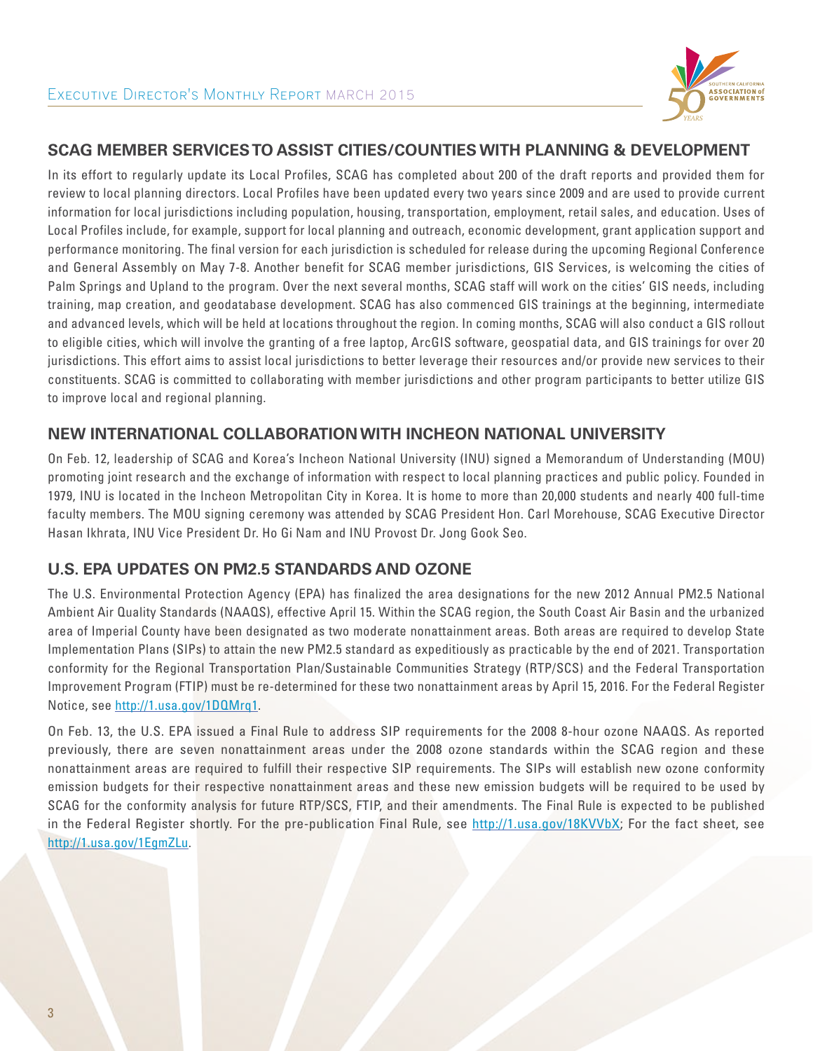## SCAG MEMBER SERVICES TO ASSIST CITIES/COUNTIES WITH PLANNING & DEVELOPMENT

In its effort to regularly update its Local Profiles, SCAG has completed about 200 of the draft reports and provided them for review to local planning directors. Local Profiles have been updated every two years since 2009 and are used to provide current information for local jurisdictions including population, housing, transportation, employment, retail sales, and education. Uses of Local Profiles include, for example, support for local planning and outreach, economic development, grant application support and performance monitoring. The final version for each jurisdiction is scheduled for release during the upcoming Regional Conference and General Assembly on May 7-8. Another benefit for SCAG member jurisdictions, GIS Services, is welcoming the cities of Palm Springs and Upland to the program. Over the next several months, SCAG staff will work on the cities' GIS needs, including training, map creation, and geodatabase development. SCAG has also commenced GIS trainings at the beginning, intermediate and advanced levels, which will be held at locations throughout the region. In coming months, SCAG will also conduct a GIS rollout to eligible cities, which will involve the granting of a free laptop, ArcGIS software, geospatial data, and GIS trainings for over 20 jurisdictions. This effort aims to assist local jurisdictions to better leverage their resources and/or provide new services to their constituents. SCAG is committed to collaborating with member jurisdictions and other program participants to better utilize GIS to improve local and regional planning.

## NEW INTERNATIONAL COLLABORATION WITH INCHEON NATIONAL UNIVERSITY

On Feb. 12, leadership of SCAG and Korea's Incheon National University (INU) signed a Memorandum of Understanding (MOU) promoting joint research and the exchange of information with respect to local planning practices and public policy. Founded in 1979, INU is located in the Incheon Metropolitan City in Korea. It is home to more than 20,000 students and nearly 400 full-time faculty members. The MOU signing ceremony was attended by SCAG President Hon. Carl Morehouse, SCAG Executive Director Hasan Ikhrata, INU Vice President Dr. Ho Gi Nam and INU Provost Dr. Jong Gook Seo.

## U.S. EPA UPDATES ON PM2.5 STANDARDS AND OZONE

The U.S. Environmental Protection Agency (EPA) has finalized the area designations for the new 2012 Annual PM2.5 National Ambient Air Quality Standards (NAAQS), effective April 15. Within the SCAG region, the South Coast Air Basin and the urbanized area of Imperial County have been designated as two moderate nonattainment areas. Both areas are required to develop State Implementation Plans (SIPs) to attain the new PM2.5 standard as expeditiously as practicable by the end of 2021. Transportation conformity for the Regional Transportation Plan/Sustainable Communities Strategy (RTP/SCS) and the Federal Transportation Improvement Program (FTIP) must be re-determined for these two nonattainment areas by April 15, 2016. For the Federal Register Notice, see http://1.usa.gov/1DQMrq1.

On Feb. 13, the U.S. EPA issued a Final Rule to address SIP requirements for the 2008 8-hour ozone NAAQS. As reported previously, there are seven nonattainment areas under the 2008 ozone standards within the SCAG region and these nonattainment areas are required to fulfill their respective SIP requirements. The SIPs will establish new ozone conformity emission budgets for their respective nonattainment areas and these new emission budgets will be required to be used by SCAG for the conformity analysis for future RTP/SCS, FTIP, and their amendments. The Final Rule is expected to be published in the Federal Register shortly. For the pre-publication Final Rule, see http://1.usa.gov/18KVVbX; For the fact sheet, see http://1.usa.gov/1EgmZLu.